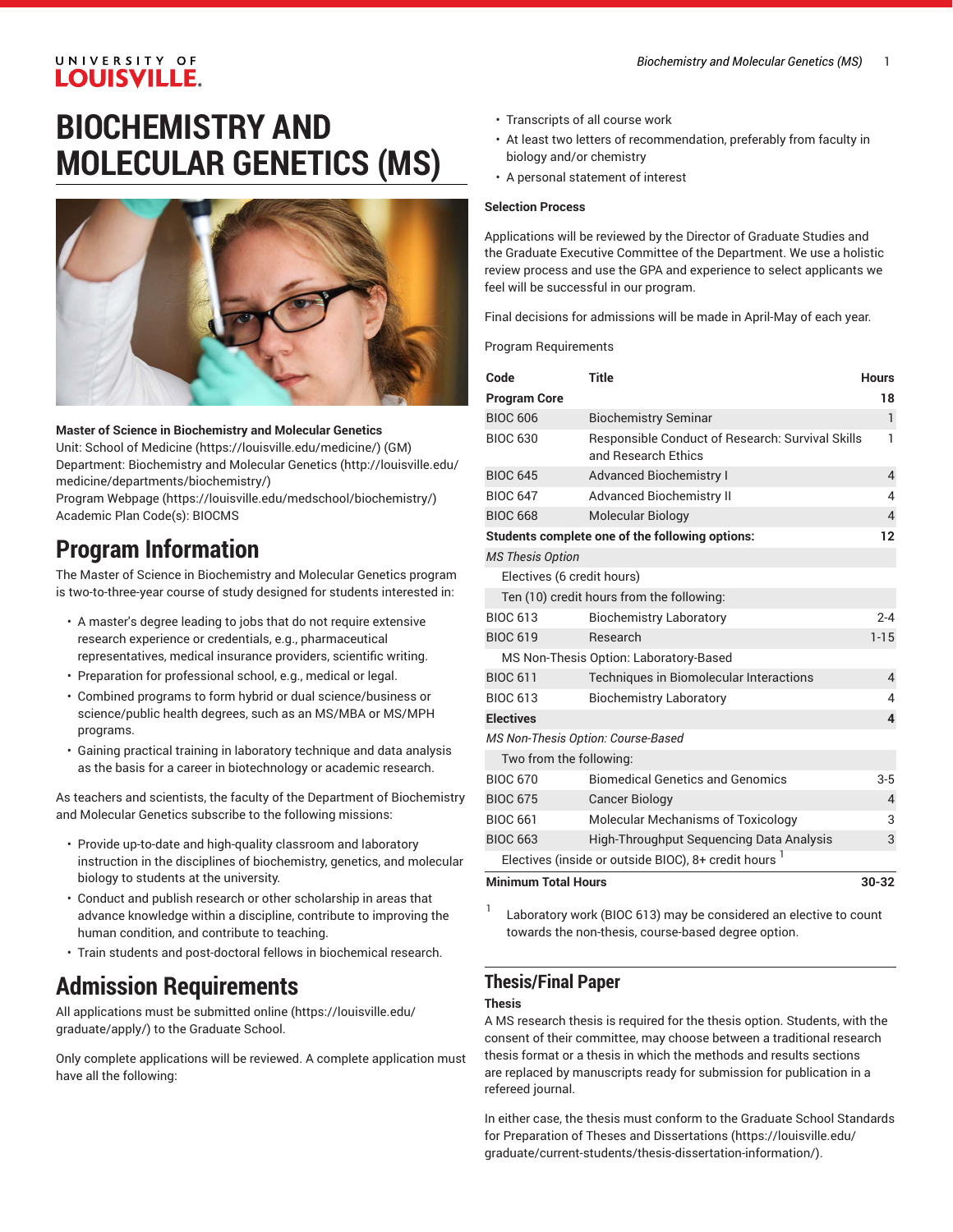# BIOCHEMISTRY AND MOLECULAR GENETICS (MS)

**Master of Science in Biochemistry and Molecular Genetics**
Unit: School of Medicine (https://louisville.edu/medicine/) (GM)
Department: Biochemistry and Molecular Genetics (http://louisville.edu/medicine/departments/biochemistry/)
Program Webpage (https://louisville.edu/medschool/biochemistry/)
Academic Plan Code(s): BIOCMS

## Program Information

The Master of Science in Biochemistry and Molecular Genetics program is two-to-three-year course of study designed for students interested in:

- A master's degree leading to jobs that do not require extensive research experience or credentials, e.g., pharmaceutical representatives, medical insurance providers, scientific writing.
- Preparation for professional school, e.g., medical or legal.
- Combined programs to form hybrid or dual science/business or science/public health degrees, such as an MS/MBA or MS/MPH programs.
- Gaining practical training in laboratory technique and data analysis as the basis for a career in biotechnology or academic research.

As teachers and scientists, the faculty of the Department of Biochemistry and Molecular Genetics subscribe to the following missions:

- Provide up-to-date and high-quality classroom and laboratory instruction in the disciplines of biochemistry, genetics, and molecular biology to students at the university.
- Conduct and publish research or other scholarship in areas that advance knowledge within a discipline, contribute to improving the human condition, and contribute to teaching.
- Train students and post-doctoral fellows in biochemical research.

## Admission Requirements

All applications must be submitted online (https://louisville.edu/graduate/apply/) to the Graduate School.

Only complete applications will be reviewed. A complete application must have all the following:

- Transcripts of all course work
- At least two letters of recommendation, preferably from faculty in biology and/or chemistry
- A personal statement of interest

**Selection Process**

Applications will be reviewed by the Director of Graduate Studies and the Graduate Executive Committee of the Department. We use a holistic review process and use the GPA and experience to select applicants we feel will be successful in our program.

Final decisions for admissions will be made in April-May of each year.

Program Requirements

| Code | Title | Hours |
|---|---|---|
| **Program Core** | | **18** |
| BIOC 606 | Biochemistry Seminar | 1 |
| BIOC 630 | Responsible Conduct of Research: Survival Skills and Research Ethics | 1 |
| BIOC 645 | Advanced Biochemistry I | 4 |
| BIOC 647 | Advanced Biochemistry II | 4 |
| BIOC 668 | Molecular Biology | 4 |
| **Students complete one of the following options:** | | **12** |
| *MS Thesis Option* | | |
| Electives (6 credit hours) | | |
| Ten (10) credit hours from the following: | | |
| BIOC 613 | Biochemistry Laboratory | 2-4 |
| BIOC 619 | Research | 1-15 |
| MS Non-Thesis Option: Laboratory-Based | | |
| BIOC 611 | Techniques in Biomolecular Interactions | 4 |
| BIOC 613 | Biochemistry Laboratory | 4 |
| **Electives** | | **4** |
| *MS Non-Thesis Option: Course-Based* | | |
| Two from the following: | | |
| BIOC 670 | Biomedical Genetics and Genomics | 3-5 |
| BIOC 675 | Cancer Biology | 4 |
| BIOC 661 | Molecular Mechanisms of Toxicology | 3 |
| BIOC 663 | High-Throughput Sequencing Data Analysis | 3 |
| Electives (inside or outside BIOC), 8+ credit hours [1] | | |
| **Minimum Total Hours** | | **30-32** |

[1] Laboratory work (BIOC 613) may be considered an elective to count towards the non-thesis, course-based degree option.

## Thesis/Final Paper

**Thesis**

A MS research thesis is required for the thesis option. Students, with the consent of their committee, may choose between a traditional research thesis format or a thesis in which the methods and results sections are replaced by manuscripts ready for submission for publication in a refereed journal.

In either case, the thesis must conform to the Graduate School Standards for Preparation of Theses and Dissertations (https://louisville.edu/graduate/current-students/thesis-dissertation-information/).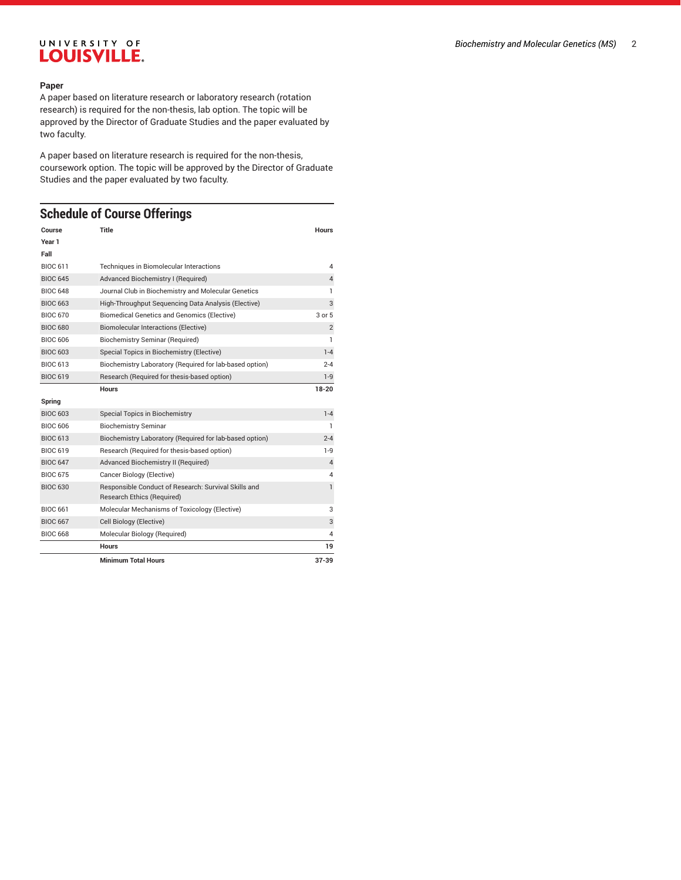### Paper

A paper based on literature research or laboratory research (rotation research) is required for the non-thesis, lab option. The topic will be approved by the Director of Graduate Studies and the paper evaluated by two faculty.

A paper based on literature research is required for the non-thesis, coursework option. The topic will be approved by the Director of Graduate Studies and the paper evaluated by two faculty.

## Schedule of Course Offerings

| Course | Title | Hours |
|---|---|---|
| **Year 1** | | |
| **Fall** | | |
| BIOC 611 | Techniques in Biomolecular Interactions | 4 |
| BIOC 645 | Advanced Biochemistry I (Required) | 4 |
| BIOC 648 | Journal Club in Biochemistry and Molecular Genetics | 1 |
| BIOC 663 | High-Throughput Sequencing Data Analysis (Elective) | 3 |
| BIOC 670 | Biomedical Genetics and Genomics (Elective) | 3 or 5 |
| BIOC 680 | Biomolecular Interactions (Elective) | 2 |
| BIOC 606 | Biochemistry Seminar (Required) | 1 |
| BIOC 603 | Special Topics in Biochemistry (Elective) | 1-4 |
| BIOC 613 | Biochemistry Laboratory (Required for lab-based option) | 2-4 |
| BIOC 619 | Research (Required for thesis-based option) | 1-9 |
| | **Hours** | **18-20** |
| **Spring** | | |
| BIOC 603 | Special Topics in Biochemistry | 1-4 |
| BIOC 606 | Biochemistry Seminar | 1 |
| BIOC 613 | Biochemistry Laboratory (Required for lab-based option) | 2-4 |
| BIOC 619 | Research (Required for thesis-based option) | 1-9 |
| BIOC 647 | Advanced Biochemistry II (Required) | 4 |
| BIOC 675 | Cancer Biology (Elective) | 4 |
| BIOC 630 | Responsible Conduct of Research: Survival Skills and Research Ethics (Required) | 1 |
| BIOC 661 | Molecular Mechanisms of Toxicology (Elective) | 3 |
| BIOC 667 | Cell Biology (Elective) | 3 |
| BIOC 668 | Molecular Biology (Required) | 4 |
| | **Hours** | **19** |
| | **Minimum Total Hours** | **37-39** |